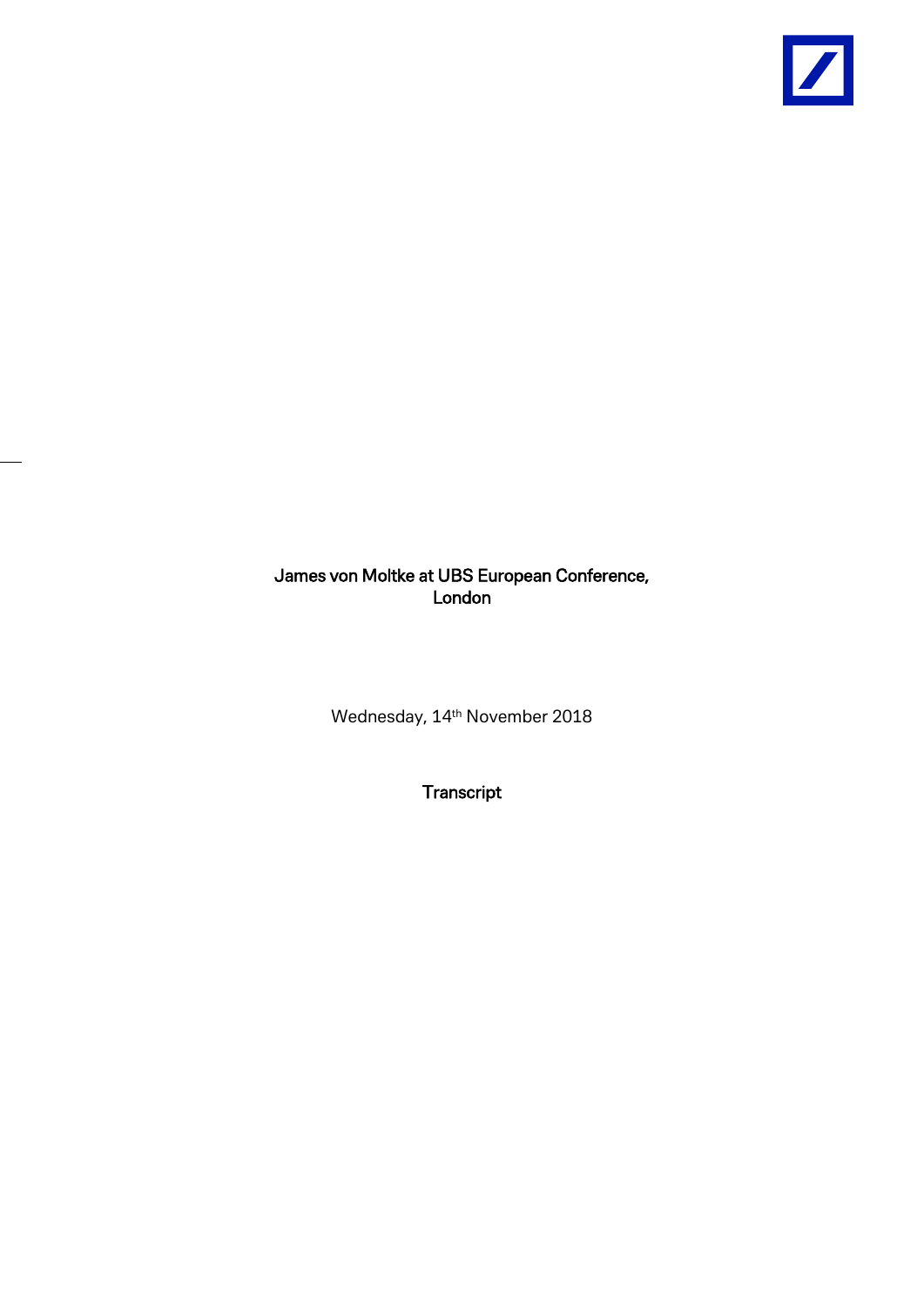# James von Moltke at UBS European Conference, London

Wednesday, 14th November 2018

**Transcript**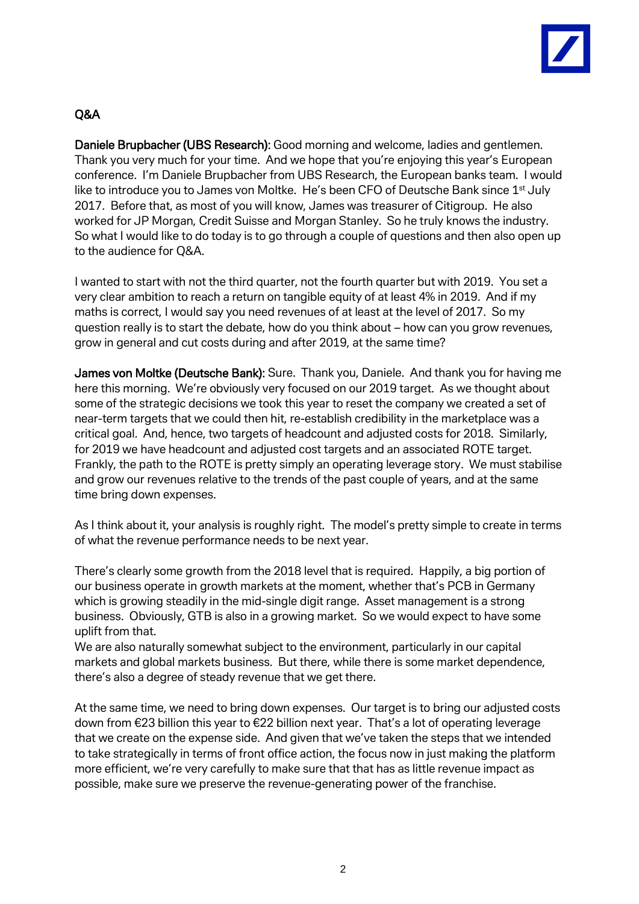## Q&A

**Daniele Brupbacher (UBS Research):** Good morning and welcome, ladies and gentlemen. Thank you very much for your time. And we hope that you're enjoying this year's European conference. I'm Daniele Brupbacher from UBS Research, the European banks team. I would like to introduce you to James von Moltke. He's been CFO of Deutsche Bank since 1st July 2017. Before that, as most of you will know, James was treasurer of Citigroup. He also worked for JP Morgan, Credit Suisse and Morgan Stanley. So he truly knows the industry. So what I would like to do today is to go through a couple of questions and then also open up to the audience for Q&A.

I wanted to start with not the third quarter, not the fourth quarter but with 2019. You set a very clear ambition to reach a return on tangible equity of at least 4% in 2019. And if my maths is correct, I would say you need revenues of at least at the level of 2017. So my question really is to start the debate, how do you think about – how can you grow revenues, grow in general and cut costs during and after 2019, at the same time?

**James von Moltke (Deutsche Bank):** Sure. Thank you, Daniele. And thank you for having me here this morning. We're obviously very focused on our 2019 target. As we thought about some of the strategic decisions we took this year to reset the company we created a set of near-term targets that we could then hit, re-establish credibility in the marketplace was a critical goal. And, hence, two targets of headcount and adjusted costs for 2018. Similarly, for 2019 we have headcount and adjusted cost targets and an associated ROTE target. Frankly, the path to the ROTE is pretty simply an operating leverage story. We must stabilise and grow our revenues relative to the trends of the past couple of years, and at the same time bring down expenses.

As I think about it, your analysis is roughly right. The model's pretty simple to create in terms of what the revenue performance needs to be next year.

There's clearly some growth from the 2018 level that is required. Happily, a big portion of our business operate in growth markets at the moment, whether that's PCB in Germany which is growing steadily in the mid-single digit range. Asset management is a strong business. Obviously, GTB is also in a growing market. So we would expect to have some uplift from that.

We are also naturally somewhat subject to the environment, particularly in our capital markets and global markets business. But there, while there is some market dependence, there's also a degree of steady revenue that we get there.

At the same time, we need to bring down expenses. Our target is to bring our adjusted costs down from €23 billion this year to €22 billion next year. That's a lot of operating leverage that we create on the expense side. And given that we've taken the steps that we intended to take strategically in terms of front office action, the focus now in just making the platform more efficient, we're very carefully to make sure that that has as little revenue impact as possible, make sure we preserve the revenue-generating power of the franchise.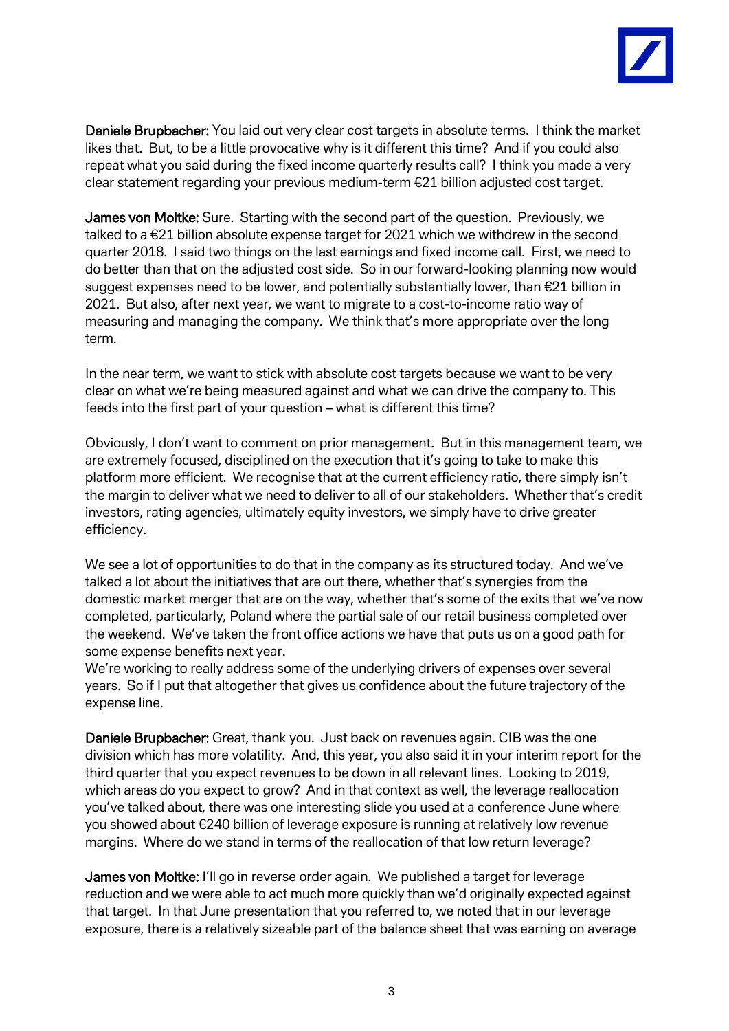**Daniele Brupbacher:** You laid out very clear cost targets in absolute terms. I think the market likes that. But, to be a little provocative why is it different this time? And if you could also repeat what you said during the fixed income quarterly results call? I think you made a very clear statement regarding your previous medium-term €21 billion adjusted cost target.

**James von Moltke:** Sure. Starting with the second part of the question. Previously, we talked to a €21 billion absolute expense target for 2021 which we withdrew in the second quarter 2018. I said two things on the last earnings and fixed income call. First, we need to do better than that on the adjusted cost side. So in our forward-looking planning now would suggest expenses need to be lower, and potentially substantially lower, than €21 billion in 2021. But also, after next year, we want to migrate to a cost-to-income ratio way of measuring and managing the company. We think that's more appropriate over the long term.

In the near term, we want to stick with absolute cost targets because we want to be very clear on what we're being measured against and what we can drive the company to. This feeds into the first part of your question – what is different this time?

Obviously, I don't want to comment on prior management. But in this management team, we are extremely focused, disciplined on the execution that it's going to take to make this platform more efficient. We recognise that at the current efficiency ratio, there simply isn't the margin to deliver what we need to deliver to all of our stakeholders. Whether that's credit investors, rating agencies, ultimately equity investors, we simply have to drive greater efficiency.

We see a lot of opportunities to do that in the company as its structured today. And we've talked a lot about the initiatives that are out there, whether that's synergies from the domestic market merger that are on the way, whether that's some of the exits that we've now completed, particularly, Poland where the partial sale of our retail business completed over the weekend. We've taken the front office actions we have that puts us on a good path for some expense benefits next year.
We're working to really address some of the underlying drivers of expenses over several years. So if I put that altogether that gives us confidence about the future trajectory of the expense line.

**Daniele Brupbacher:** Great, thank you. Just back on revenues again. CIB was the one division which has more volatility. And, this year, you also said it in your interim report for the third quarter that you expect revenues to be down in all relevant lines. Looking to 2019, which areas do you expect to grow? And in that context as well, the leverage reallocation you've talked about, there was one interesting slide you used at a conference June where you showed about €240 billion of leverage exposure is running at relatively low revenue margins. Where do we stand in terms of the reallocation of that low return leverage?

**James von Moltke:** I'll go in reverse order again. We published a target for leverage reduction and we were able to act much more quickly than we'd originally expected against that target. In that June presentation that you referred to, we noted that in our leverage exposure, there is a relatively sizeable part of the balance sheet that was earning on average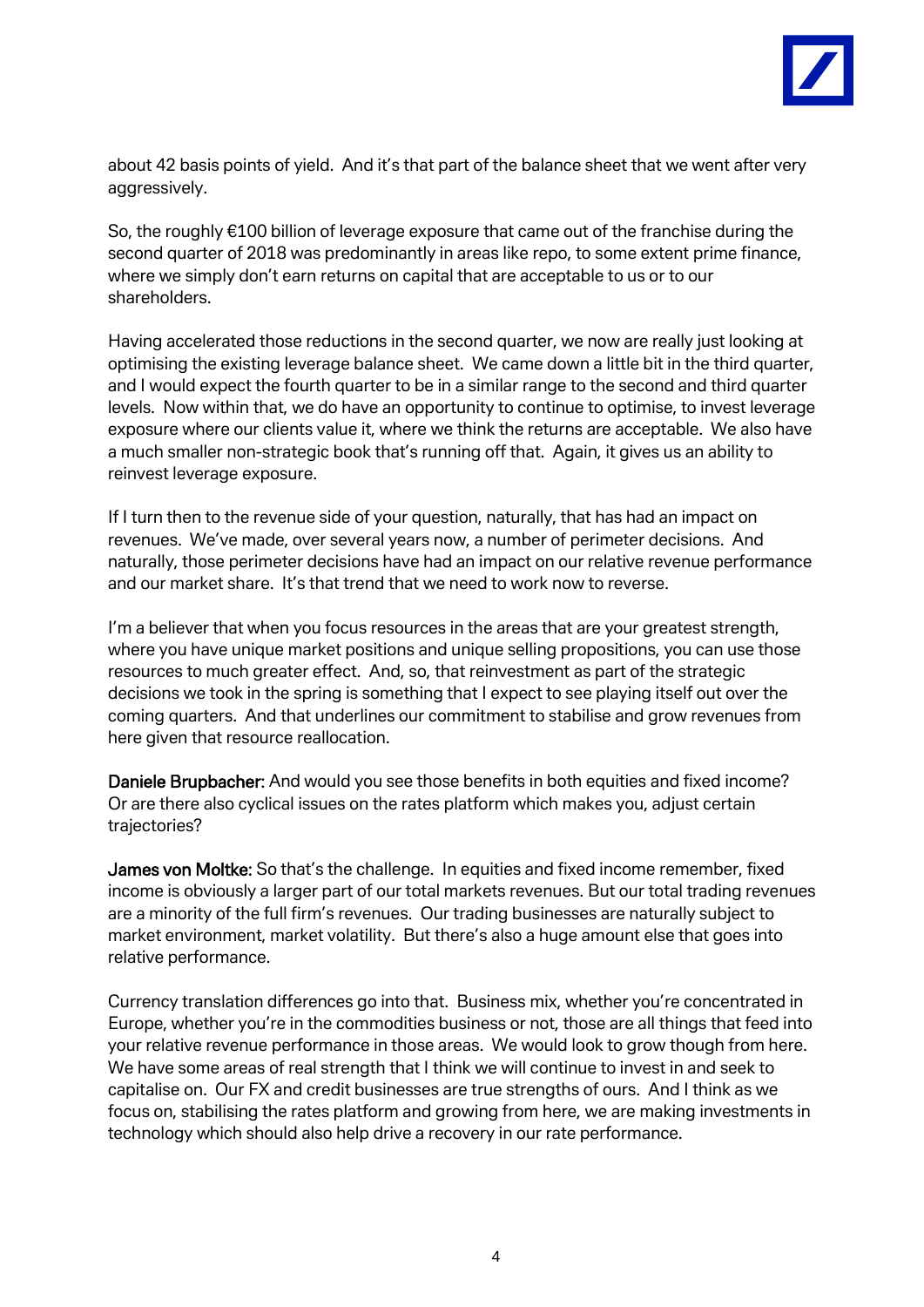about 42 basis points of yield. And it's that part of the balance sheet that we went after very aggressively.

So, the roughly €100 billion of leverage exposure that came out of the franchise during the second quarter of 2018 was predominantly in areas like repo, to some extent prime finance, where we simply don't earn returns on capital that are acceptable to us or to our shareholders.

Having accelerated those reductions in the second quarter, we now are really just looking at optimising the existing leverage balance sheet. We came down a little bit in the third quarter, and I would expect the fourth quarter to be in a similar range to the second and third quarter levels. Now within that, we do have an opportunity to continue to optimise, to invest leverage exposure where our clients value it, where we think the returns are acceptable. We also have a much smaller non-strategic book that's running off that. Again, it gives us an ability to reinvest leverage exposure.

If I turn then to the revenue side of your question, naturally, that has had an impact on revenues. We've made, over several years now, a number of perimeter decisions. And naturally, those perimeter decisions have had an impact on our relative revenue performance and our market share. It's that trend that we need to work now to reverse.

I'm a believer that when you focus resources in the areas that are your greatest strength, where you have unique market positions and unique selling propositions, you can use those resources to much greater effect. And, so, that reinvestment as part of the strategic decisions we took in the spring is something that I expect to see playing itself out over the coming quarters. And that underlines our commitment to stabilise and grow revenues from here given that resource reallocation.

**Daniele Brupbacher:** And would you see those benefits in both equities and fixed income? Or are there also cyclical issues on the rates platform which makes you, adjust certain trajectories?

**James von Moltke:** So that's the challenge. In equities and fixed income remember, fixed income is obviously a larger part of our total markets revenues. But our total trading revenues are a minority of the full firm's revenues. Our trading businesses are naturally subject to market environment, market volatility. But there's also a huge amount else that goes into relative performance.

Currency translation differences go into that. Business mix, whether you're concentrated in Europe, whether you're in the commodities business or not, those are all things that feed into your relative revenue performance in those areas. We would look to grow though from here. We have some areas of real strength that I think we will continue to invest in and seek to capitalise on. Our FX and credit businesses are true strengths of ours. And I think as we focus on, stabilising the rates platform and growing from here, we are making investments in technology which should also help drive a recovery in our rate performance.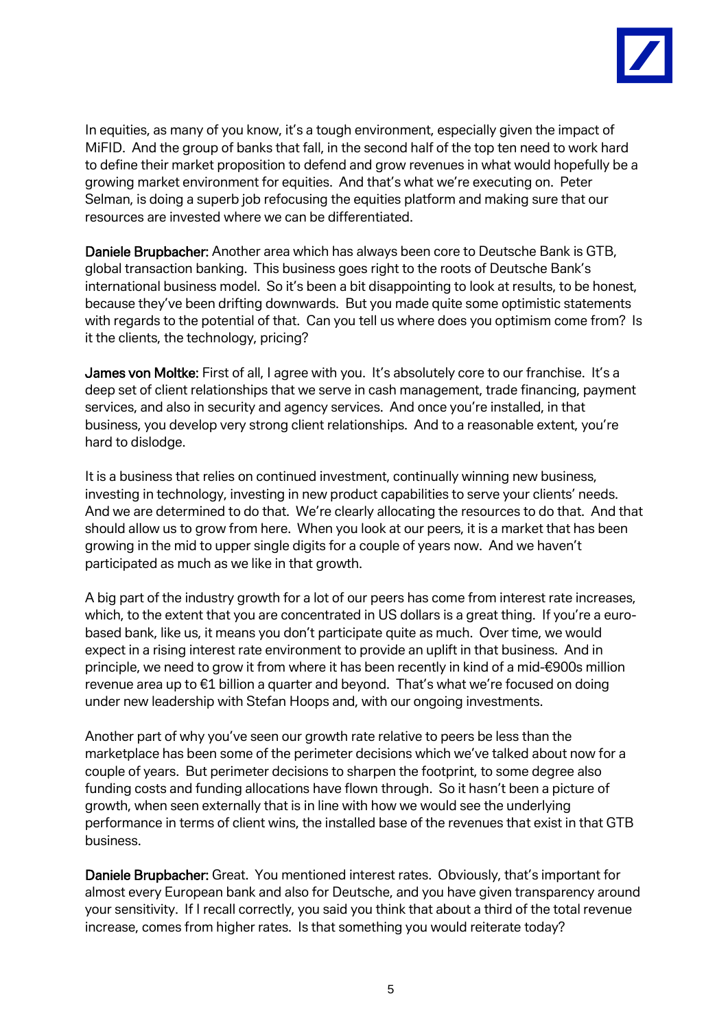In equities, as many of you know, it's a tough environment, especially given the impact of MiFID. And the group of banks that fall, in the second half of the top ten need to work hard to define their market proposition to defend and grow revenues in what would hopefully be a growing market environment for equities. And that's what we're executing on. Peter Selman, is doing a superb job refocusing the equities platform and making sure that our resources are invested where we can be differentiated.

**Daniele Brupbacher:** Another area which has always been core to Deutsche Bank is GTB, global transaction banking. This business goes right to the roots of Deutsche Bank's international business model. So it's been a bit disappointing to look at results, to be honest, because they've been drifting downwards. But you made quite some optimistic statements with regards to the potential of that. Can you tell us where does you optimism come from? Is it the clients, the technology, pricing?

**James von Moltke:** First of all, I agree with you. It's absolutely core to our franchise. It's a deep set of client relationships that we serve in cash management, trade financing, payment services, and also in security and agency services. And once you're installed, in that business, you develop very strong client relationships. And to a reasonable extent, you're hard to dislodge.

It is a business that relies on continued investment, continually winning new business, investing in technology, investing in new product capabilities to serve your clients' needs. And we are determined to do that. We're clearly allocating the resources to do that. And that should allow us to grow from here. When you look at our peers, it is a market that has been growing in the mid to upper single digits for a couple of years now. And we haven't participated as much as we like in that growth.

A big part of the industry growth for a lot of our peers has come from interest rate increases, which, to the extent that you are concentrated in US dollars is a great thing. If you're a euro-based bank, like us, it means you don't participate quite as much. Over time, we would expect in a rising interest rate environment to provide an uplift in that business. And in principle, we need to grow it from where it has been recently in kind of a mid-€900s million revenue area up to €1 billion a quarter and beyond. That's what we're focused on doing under new leadership with Stefan Hoops and, with our ongoing investments.

Another part of why you've seen our growth rate relative to peers be less than the marketplace has been some of the perimeter decisions which we've talked about now for a couple of years. But perimeter decisions to sharpen the footprint, to some degree also funding costs and funding allocations have flown through. So it hasn't been a picture of growth, when seen externally that is in line with how we would see the underlying performance in terms of client wins, the installed base of the revenues that exist in that GTB business.

**Daniele Brupbacher:** Great. You mentioned interest rates. Obviously, that's important for almost every European bank and also for Deutsche, and you have given transparency around your sensitivity. If I recall correctly, you said you think that about a third of the total revenue increase, comes from higher rates. Is that something you would reiterate today?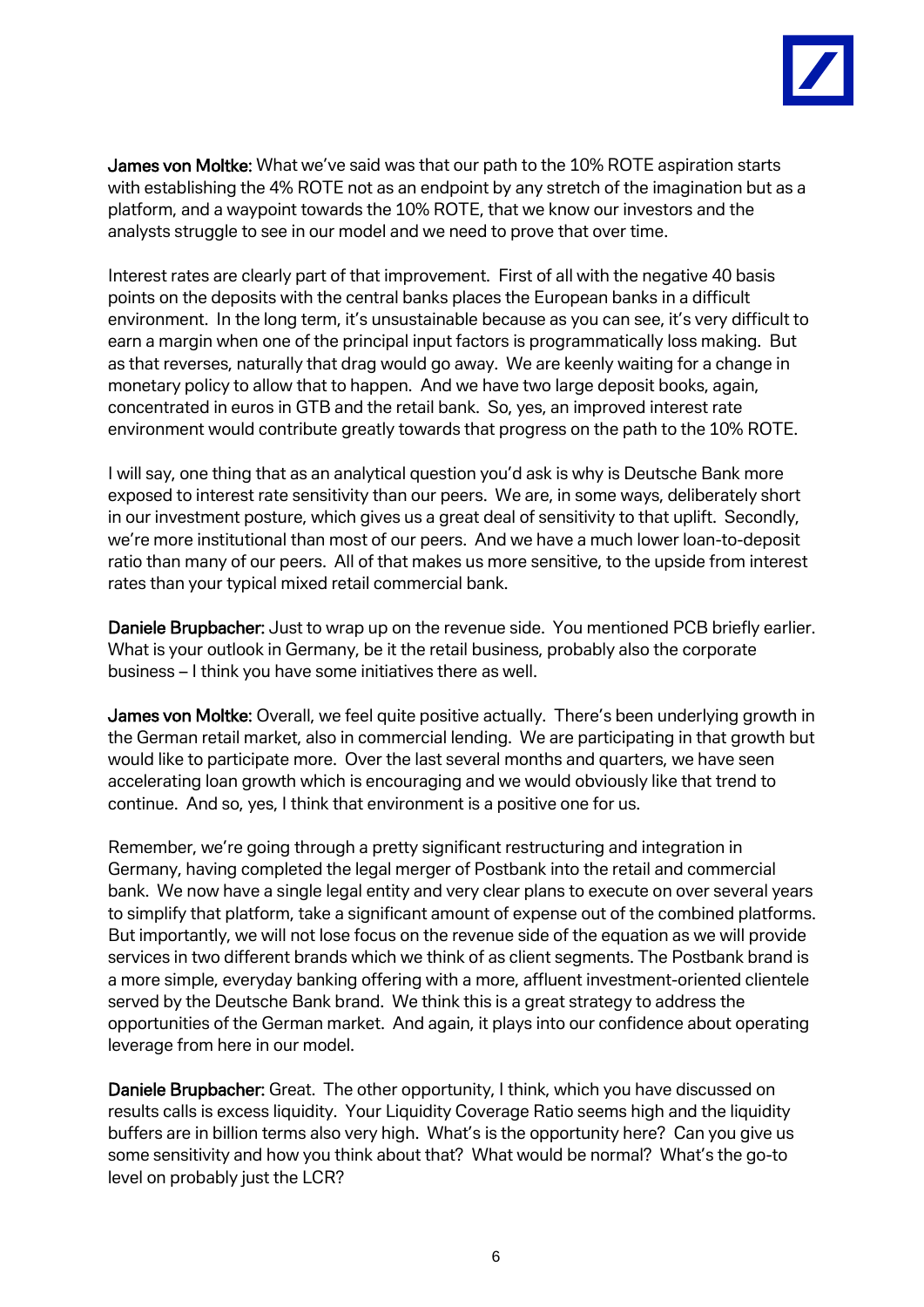**James von Moltke:** What we've said was that our path to the 10% ROTE aspiration starts with establishing the 4% ROTE not as an endpoint by any stretch of the imagination but as a platform, and a waypoint towards the 10% ROTE, that we know our investors and the analysts struggle to see in our model and we need to prove that over time.

Interest rates are clearly part of that improvement. First of all with the negative 40 basis points on the deposits with the central banks places the European banks in a difficult environment. In the long term, it's unsustainable because as you can see, it's very difficult to earn a margin when one of the principal input factors is programmatically loss making. But as that reverses, naturally that drag would go away. We are keenly waiting for a change in monetary policy to allow that to happen. And we have two large deposit books, again, concentrated in euros in GTB and the retail bank. So, yes, an improved interest rate environment would contribute greatly towards that progress on the path to the 10% ROTE.

I will say, one thing that as an analytical question you'd ask is why is Deutsche Bank more exposed to interest rate sensitivity than our peers. We are, in some ways, deliberately short in our investment posture, which gives us a great deal of sensitivity to that uplift. Secondly, we're more institutional than most of our peers. And we have a much lower loan-to-deposit ratio than many of our peers. All of that makes us more sensitive, to the upside from interest rates than your typical mixed retail commercial bank.

**Daniele Brupbacher:** Just to wrap up on the revenue side. You mentioned PCB briefly earlier. What is your outlook in Germany, be it the retail business, probably also the corporate business – I think you have some initiatives there as well.

**James von Moltke:** Overall, we feel quite positive actually. There's been underlying growth in the German retail market, also in commercial lending. We are participating in that growth but would like to participate more. Over the last several months and quarters, we have seen accelerating loan growth which is encouraging and we would obviously like that trend to continue. And so, yes, I think that environment is a positive one for us.

Remember, we're going through a pretty significant restructuring and integration in Germany, having completed the legal merger of Postbank into the retail and commercial bank. We now have a single legal entity and very clear plans to execute on over several years to simplify that platform, take a significant amount of expense out of the combined platforms. But importantly, we will not lose focus on the revenue side of the equation as we will provide services in two different brands which we think of as client segments. The Postbank brand is a more simple, everyday banking offering with a more, affluent investment-oriented clientele served by the Deutsche Bank brand. We think this is a great strategy to address the opportunities of the German market. And again, it plays into our confidence about operating leverage from here in our model.

**Daniele Brupbacher:** Great. The other opportunity, I think, which you have discussed on results calls is excess liquidity. Your Liquidity Coverage Ratio seems high and the liquidity buffers are in billion terms also very high. What's is the opportunity here? Can you give us some sensitivity and how you think about that? What would be normal? What's the go-to level on probably just the LCR?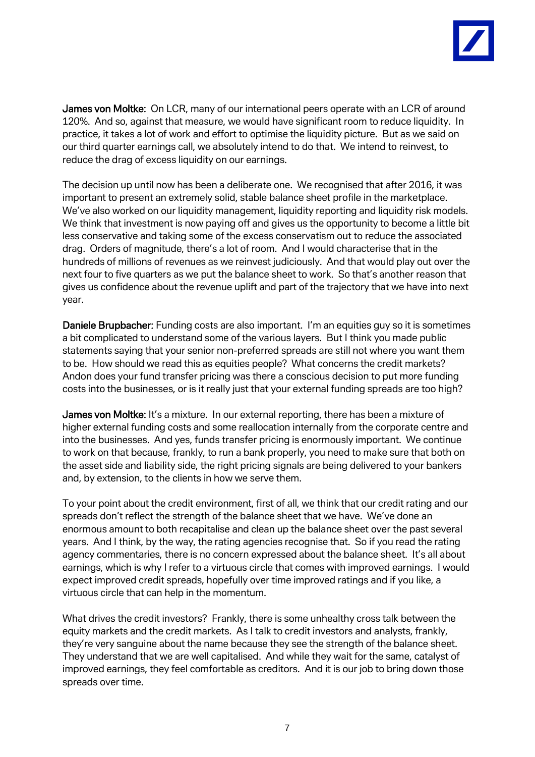**James von Moltke:** On LCR, many of our international peers operate with an LCR of around 120%. And so, against that measure, we would have significant room to reduce liquidity. In practice, it takes a lot of work and effort to optimise the liquidity picture. But as we said on our third quarter earnings call, we absolutely intend to do that. We intend to reinvest, to reduce the drag of excess liquidity on our earnings.

The decision up until now has been a deliberate one. We recognised that after 2016, it was important to present an extremely solid, stable balance sheet profile in the marketplace. We've also worked on our liquidity management, liquidity reporting and liquidity risk models. We think that investment is now paying off and gives us the opportunity to become a little bit less conservative and taking some of the excess conservatism out to reduce the associated drag. Orders of magnitude, there's a lot of room. And I would characterise that in the hundreds of millions of revenues as we reinvest judiciously. And that would play out over the next four to five quarters as we put the balance sheet to work. So that's another reason that gives us confidence about the revenue uplift and part of the trajectory that we have into next year.

**Daniele Brupbacher:** Funding costs are also important. I'm an equities guy so it is sometimes a bit complicated to understand some of the various layers. But I think you made public statements saying that your senior non-preferred spreads are still not where you want them to be. How should we read this as equities people? What concerns the credit markets? Andon does your fund transfer pricing was there a conscious decision to put more funding costs into the businesses, or is it really just that your external funding spreads are too high?

**James von Moltke:** It's a mixture. In our external reporting, there has been a mixture of higher external funding costs and some reallocation internally from the corporate centre and into the businesses. And yes, funds transfer pricing is enormously important. We continue to work on that because, frankly, to run a bank properly, you need to make sure that both on the asset side and liability side, the right pricing signals are being delivered to your bankers and, by extension, to the clients in how we serve them.

To your point about the credit environment, first of all, we think that our credit rating and our spreads don't reflect the strength of the balance sheet that we have. We've done an enormous amount to both recapitalise and clean up the balance sheet over the past several years. And I think, by the way, the rating agencies recognise that. So if you read the rating agency commentaries, there is no concern expressed about the balance sheet. It's all about earnings, which is why I refer to a virtuous circle that comes with improved earnings. I would expect improved credit spreads, hopefully over time improved ratings and if you like, a virtuous circle that can help in the momentum.

What drives the credit investors? Frankly, there is some unhealthy cross talk between the equity markets and the credit markets. As I talk to credit investors and analysts, frankly, they're very sanguine about the name because they see the strength of the balance sheet. They understand that we are well capitalised. And while they wait for the same, catalyst of improved earnings, they feel comfortable as creditors. And it is our job to bring down those spreads over time.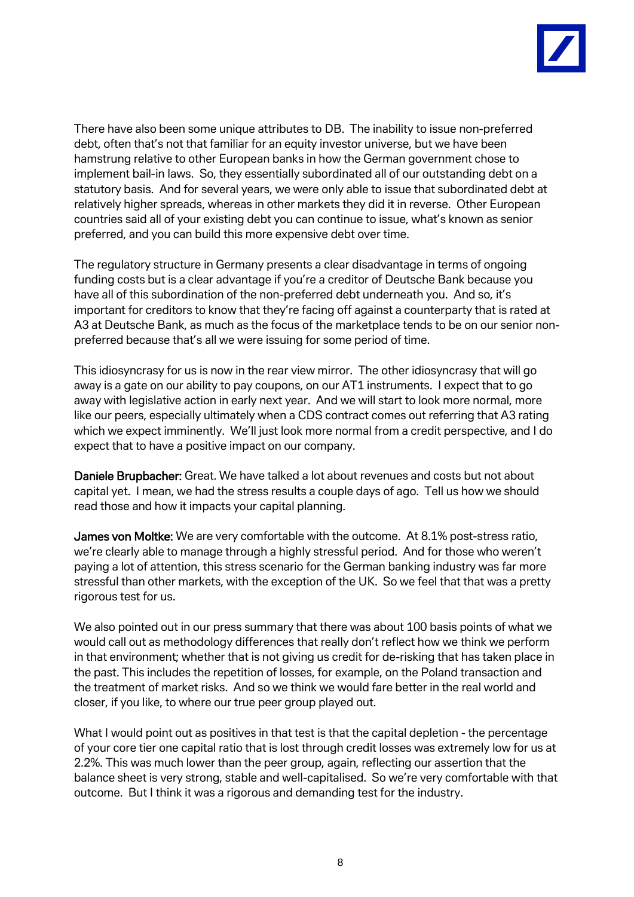There have also been some unique attributes to DB. The inability to issue non-preferred debt, often that's not that familiar for an equity investor universe, but we have been hamstrung relative to other European banks in how the German government chose to implement bail-in laws. So, they essentially subordinated all of our outstanding debt on a statutory basis. And for several years, we were only able to issue that subordinated debt at relatively higher spreads, whereas in other markets they did it in reverse. Other European countries said all of your existing debt you can continue to issue, what's known as senior preferred, and you can build this more expensive debt over time.

The regulatory structure in Germany presents a clear disadvantage in terms of ongoing funding costs but is a clear advantage if you're a creditor of Deutsche Bank because you have all of this subordination of the non-preferred debt underneath you. And so, it's important for creditors to know that they're facing off against a counterparty that is rated at A3 at Deutsche Bank, as much as the focus of the marketplace tends to be on our senior non-preferred because that's all we were issuing for some period of time.

This idiosyncrasy for us is now in the rear view mirror. The other idiosyncrasy that will go away is a gate on our ability to pay coupons, on our AT1 instruments. I expect that to go away with legislative action in early next year. And we will start to look more normal, more like our peers, especially ultimately when a CDS contract comes out referring that A3 rating which we expect imminently. We'll just look more normal from a credit perspective, and I do expect that to have a positive impact on our company.

**Daniele Brupbacher:** Great. We have talked a lot about revenues and costs but not about capital yet. I mean, we had the stress results a couple days of ago. Tell us how we should read those and how it impacts your capital planning.

**James von Moltke:** We are very comfortable with the outcome. At 8.1% post-stress ratio, we're clearly able to manage through a highly stressful period. And for those who weren't paying a lot of attention, this stress scenario for the German banking industry was far more stressful than other markets, with the exception of the UK. So we feel that that was a pretty rigorous test for us.

We also pointed out in our press summary that there was about 100 basis points of what we would call out as methodology differences that really don't reflect how we think we perform in that environment; whether that is not giving us credit for de-risking that has taken place in the past. This includes the repetition of losses, for example, on the Poland transaction and the treatment of market risks. And so we think we would fare better in the real world and closer, if you like, to where our true peer group played out.

What I would point out as positives in that test is that the capital depletion - the percentage of your core tier one capital ratio that is lost through credit losses was extremely low for us at 2.2%. This was much lower than the peer group, again, reflecting our assertion that the balance sheet is very strong, stable and well-capitalised. So we're very comfortable with that outcome. But I think it was a rigorous and demanding test for the industry.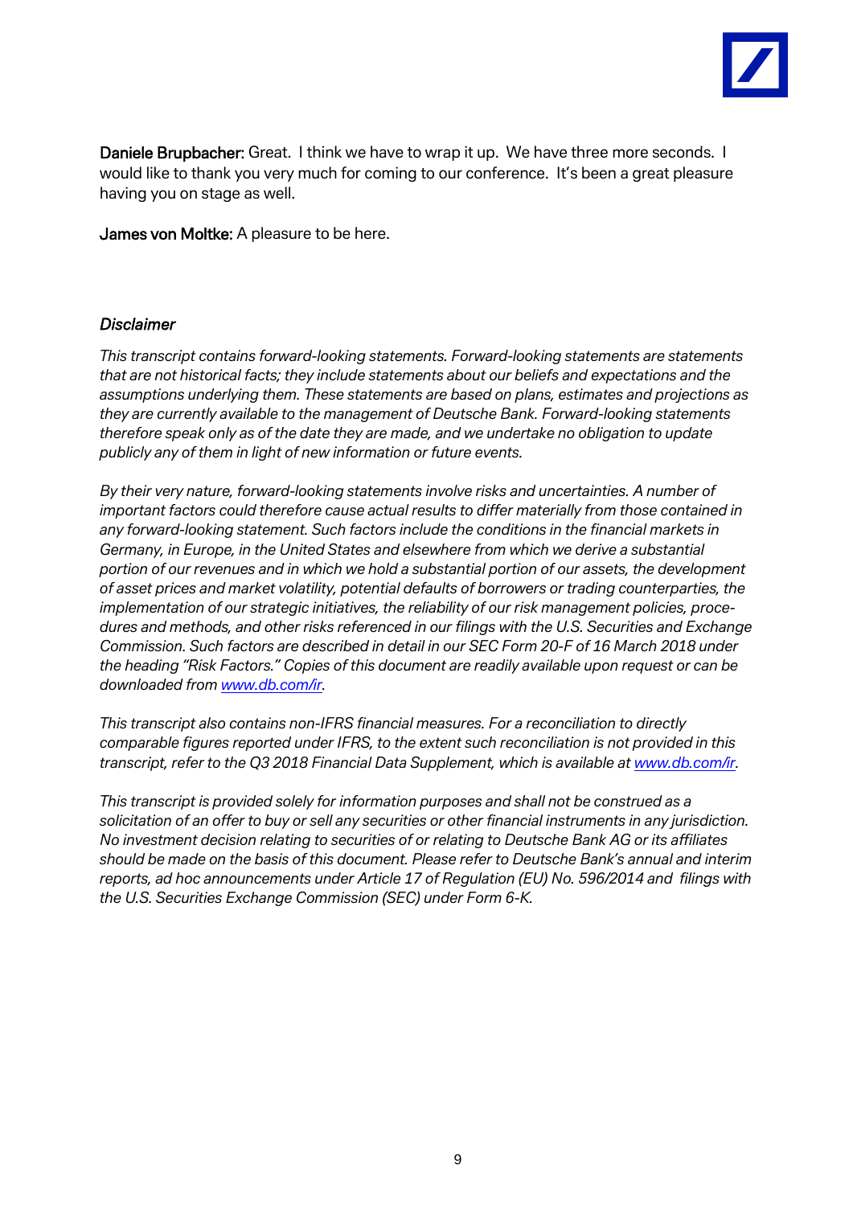**Daniele Brupbacher:** Great. I think we have to wrap it up. We have three more seconds. I would like to thank you very much for coming to our conference. It's been a great pleasure having you on stage as well.

**James von Moltke:** A pleasure to be here.

*Disclaimer*

*This transcript contains forward-looking statements. Forward-looking statements are statements that are not historical facts; they include statements about our beliefs and expectations and the assumptions underlying them. These statements are based on plans, estimates and projections as they are currently available to the management of Deutsche Bank. Forward-looking statements therefore speak only as of the date they are made, and we undertake no obligation to update publicly any of them in light of new information or future events.*

*By their very nature, forward-looking statements involve risks and uncertainties. A number of important factors could therefore cause actual results to differ materially from those contained in any forward-looking statement. Such factors include the conditions in the financial markets in Germany, in Europe, in the United States and elsewhere from which we derive a substantial portion of our revenues and in which we hold a substantial portion of our assets, the development of asset prices and market volatility, potential defaults of borrowers or trading counterparties, the implementation of our strategic initiatives, the reliability of our risk management policies, procedures and methods, and other risks referenced in our filings with the U.S. Securities and Exchange Commission. Such factors are described in detail in our SEC Form 20-F of 16 March 2018 under the heading "Risk Factors." Copies of this document are readily available upon request or can be downloaded from www.db.com/ir.*

*This transcript also contains non-IFRS financial measures. For a reconciliation to directly comparable figures reported under IFRS, to the extent such reconciliation is not provided in this transcript, refer to the Q3 2018 Financial Data Supplement, which is available at www.db.com/ir.*

*This transcript is provided solely for information purposes and shall not be construed as a solicitation of an offer to buy or sell any securities or other financial instruments in any jurisdiction. No investment decision relating to securities of or relating to Deutsche Bank AG or its affiliates should be made on the basis of this document. Please refer to Deutsche Bank's annual and interim reports, ad hoc announcements under Article 17 of Regulation (EU) No. 596/2014 and filings with the U.S. Securities Exchange Commission (SEC) under Form 6-K.*